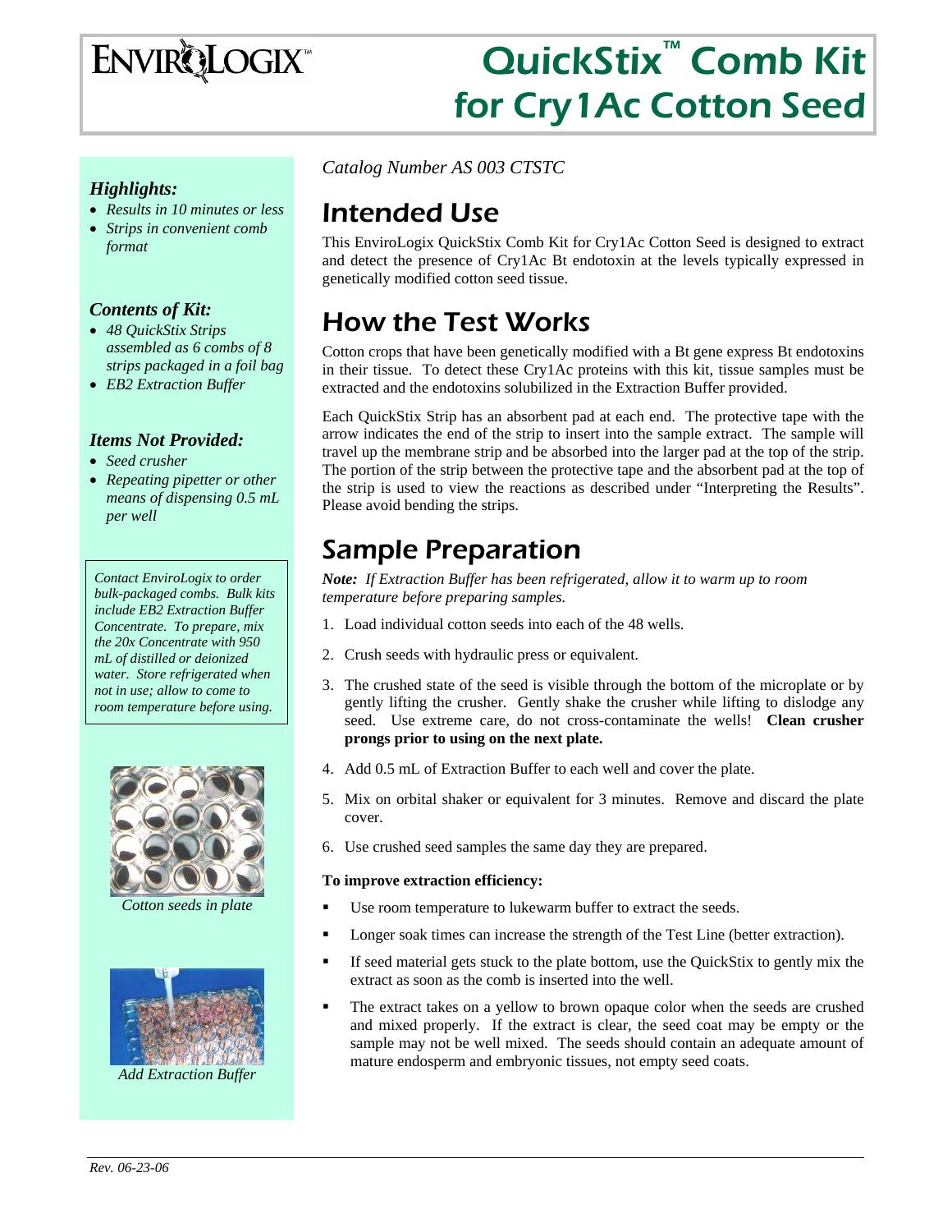# EnviroLogix™

# QuickStix™ Comb Kit for Cry1Ac Cotton Seed

### *Highlights:*

- *Results in 10 minutes or less*
- *Strips in convenient comb format*

### *Contents of Kit:*

- *48 QuickStix Strips assembled as 6 combs of 8 strips packaged in a foil bag*
- *EB2 Extraction Buffer*

### *Items Not Provided:*

- *Seed crusher*
- *Repeating pipetter or other means of dispensing 0.5 mL per well*

*Contact EnviroLogix to order bulk-packaged combs. Bulk kits include EB2 Extraction Buffer Concentrate. To prepare, mix the 20x Concentrate with 950 mL of distilled or deionized water. Store refrigerated when not in use; allow to come to room temperature before using.*

*Cotton seeds in plate*

*Add Extraction Buffer*

*Catalog Number AS 003 CTSTC*

## Intended Use

This EnviroLogix QuickStix Comb Kit for Cry1Ac Cotton Seed is designed to extract and detect the presence of Cry1Ac Bt endotoxin at the levels typically expressed in genetically modified cotton seed tissue.

## How the Test Works

Cotton crops that have been genetically modified with a Bt gene express Bt endotoxins in their tissue. To detect these Cry1Ac proteins with this kit, tissue samples must be extracted and the endotoxins solubilized in the Extraction Buffer provided.

Each QuickStix Strip has an absorbent pad at each end. The protective tape with the arrow indicates the end of the strip to insert into the sample extract. The sample will travel up the membrane strip and be absorbed into the larger pad at the top of the strip. The portion of the strip between the protective tape and the absorbent pad at the top of the strip is used to view the reactions as described under "Interpreting the Results". Please avoid bending the strips.

## Sample Preparation

***Note:*** *If Extraction Buffer has been refrigerated, allow it to warm up to room temperature before preparing samples.*

1. Load individual cotton seeds into each of the 48 wells.
2. Crush seeds with hydraulic press or equivalent.
3. The crushed state of the seed is visible through the bottom of the microplate or by gently lifting the crusher. Gently shake the crusher while lifting to dislodge any seed. Use extreme care, do not cross-contaminate the wells! **Clean crusher prongs prior to using on the next plate.**
4. Add 0.5 mL of Extraction Buffer to each well and cover the plate.
5. Mix on orbital shaker or equivalent for 3 minutes. Remove and discard the plate cover.
6. Use crushed seed samples the same day they are prepared.

**To improve extraction efficiency:**

- Use room temperature to lukewarm buffer to extract the seeds.
- Longer soak times can increase the strength of the Test Line (better extraction).
- If seed material gets stuck to the plate bottom, use the QuickStix to gently mix the extract as soon as the comb is inserted into the well.
- The extract takes on a yellow to brown opaque color when the seeds are crushed and mixed properly. If the extract is clear, the seed coat may be empty or the sample may not be well mixed. The seeds should contain an adequate amount of mature endosperm and embryonic tissues, not empty seed coats.

*Rev. 06-23-06*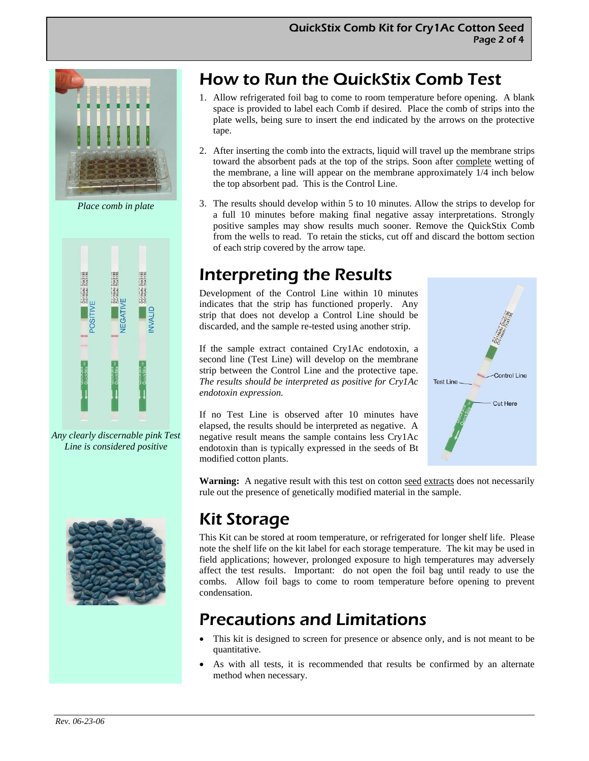*Place comb in plate*

*Any clearly discernable pink Test Line is considered positive*

# How to Run the QuickStix Comb Test

1. Allow refrigerated foil bag to come to room temperature before opening. A blank space is provided to label each Comb if desired. Place the comb of strips into the plate wells, being sure to insert the end indicated by the arrows on the protective tape.

2. After inserting the comb into the extracts, liquid will travel up the membrane strips toward the absorbent pads at the top of the strips. Soon after complete wetting of the membrane, a line will appear on the membrane approximately 1/4 inch below the top absorbent pad. This is the Control Line.

3. The results should develop within 5 to 10 minutes. Allow the strips to develop for a full 10 minutes before making final negative assay interpretations. Strongly positive samples may show results much sooner. Remove the QuickStix Comb from the wells to read. To retain the sticks, cut off and discard the bottom section of each strip covered by the arrow tape.

# Interpreting the Results

Development of the Control Line within 10 minutes indicates that the strip has functioned properly. Any strip that does not develop a Control Line should be discarded, and the sample re-tested using another strip.

If the sample extract contained Cry1Ac endotoxin, a second line (Test Line) will develop on the membrane strip between the Control Line and the protective tape. *The results should be interpreted as positive for Cry1Ac endotoxin expression.*

If no Test Line is observed after 10 minutes have elapsed, the results should be interpreted as negative. A negative result means the sample contains less Cry1Ac endotoxin than is typically expressed in the seeds of Bt modified cotton plants.

**Warning:** A negative result with this test on cotton seed extracts does not necessarily rule out the presence of genetically modified material in the sample.

# Kit Storage

This Kit can be stored at room temperature, or refrigerated for longer shelf life. Please note the shelf life on the kit label for each storage temperature. The kit may be used in field applications; however, prolonged exposure to high temperatures may adversely affect the test results. Important: do not open the foil bag until ready to use the combs. Allow foil bags to come to room temperature before opening to prevent condensation.

# Precautions and Limitations

- This kit is designed to screen for presence or absence only, and is not meant to be quantitative.
- As with all tests, it is recommended that results be confirmed by an alternate method when necessary.

*Rev. 06-23-06*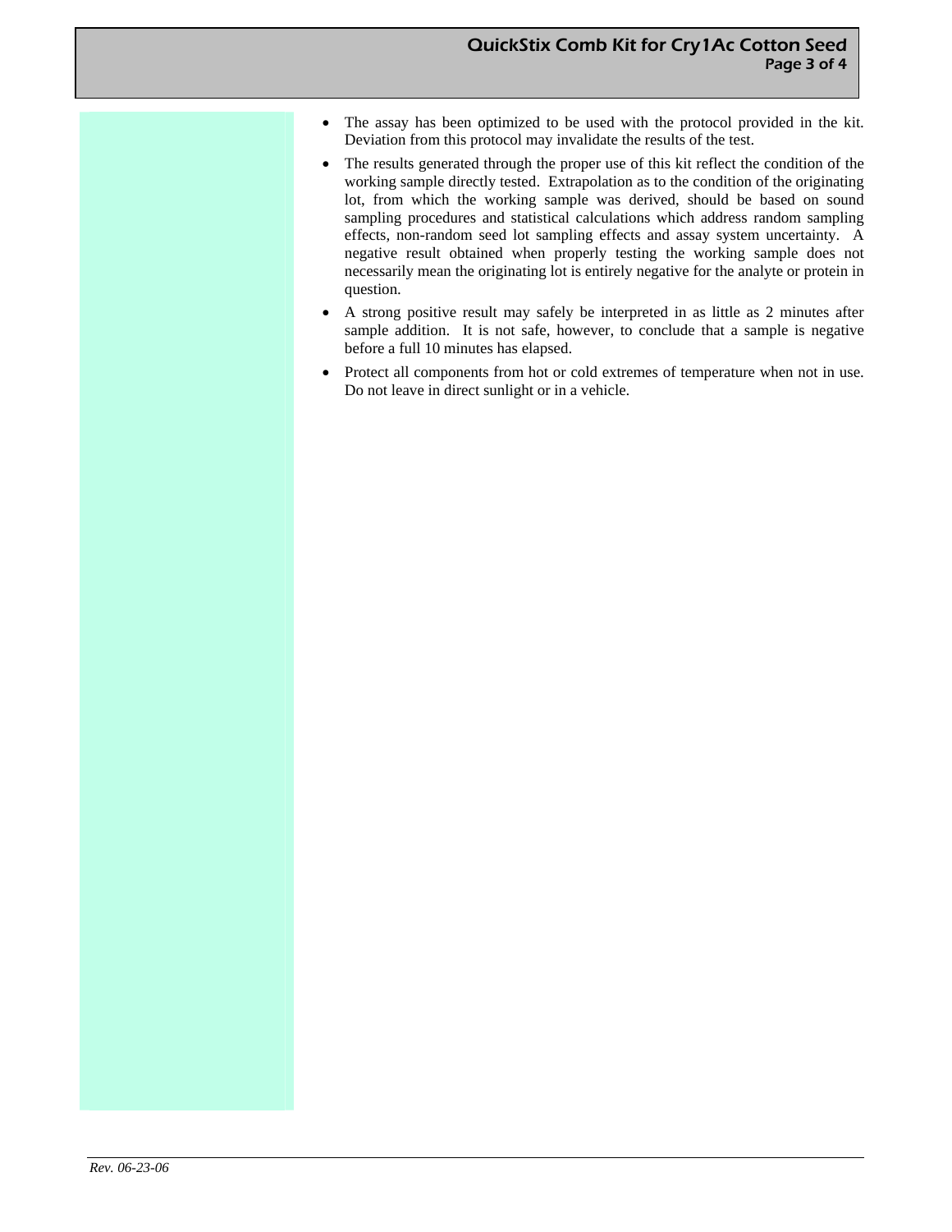- The assay has been optimized to be used with the protocol provided in the kit. Deviation from this protocol may invalidate the results of the test.
- The results generated through the proper use of this kit reflect the condition of the working sample directly tested. Extrapolation as to the condition of the originating lot, from which the working sample was derived, should be based on sound sampling procedures and statistical calculations which address random sampling effects, non-random seed lot sampling effects and assay system uncertainty. A negative result obtained when properly testing the working sample does not necessarily mean the originating lot is entirely negative for the analyte or protein in question.
- A strong positive result may safely be interpreted in as little as 2 minutes after sample addition. It is not safe, however, to conclude that a sample is negative before a full 10 minutes has elapsed.
- Protect all components from hot or cold extremes of temperature when not in use. Do not leave in direct sunlight or in a vehicle.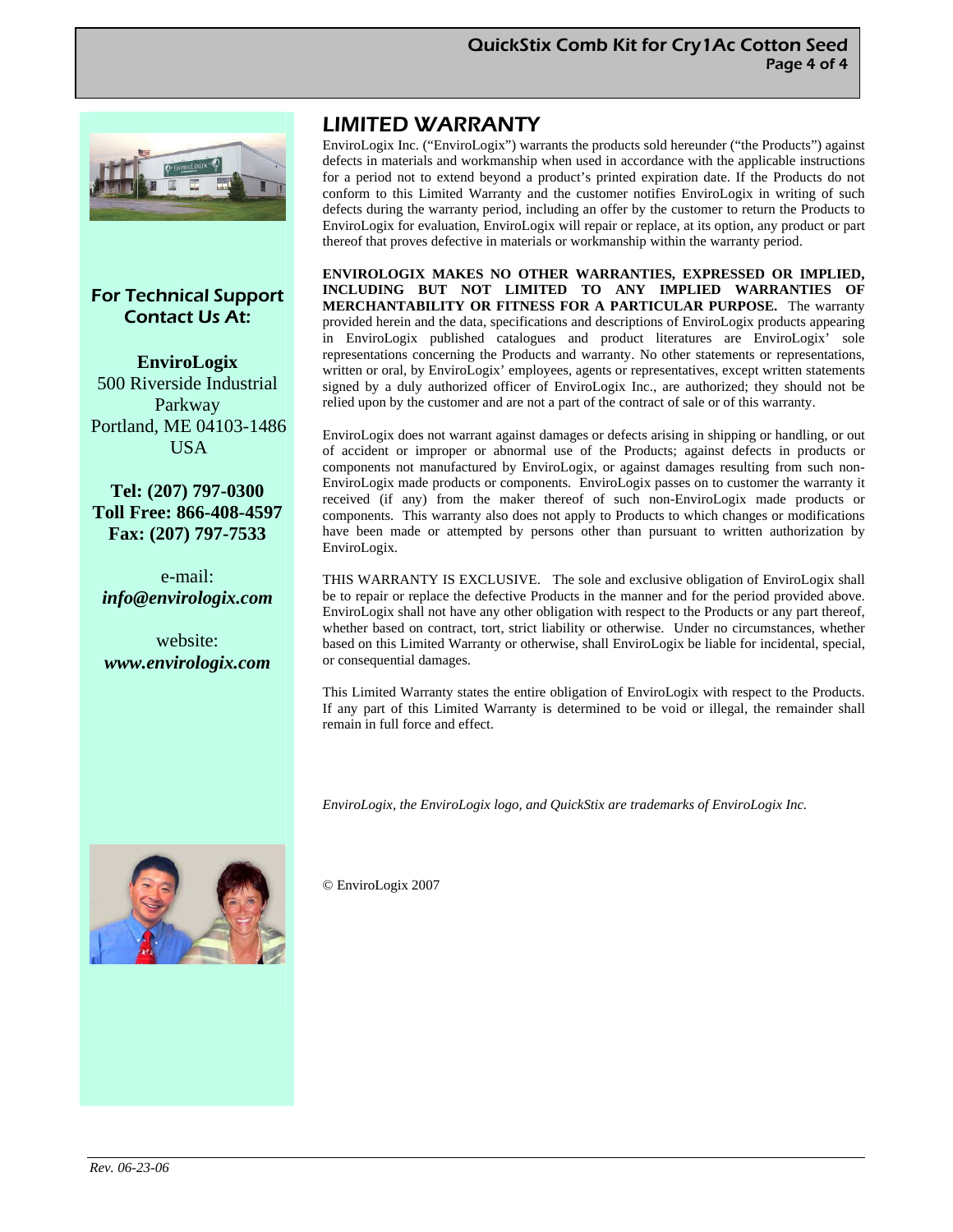## For Technical Support Contact Us At:

**EnviroLogix**
500 Riverside Industrial Parkway
Portland, ME 04103-1486
USA

**Tel: (207) 797-0300**
**Toll Free: 866-408-4597**
**Fax: (207) 797-7533**

e-mail:
***info@envirologix.com***

website:
***www.envirologix.com***

# LIMITED WARRANTY

EnviroLogix Inc. ("EnviroLogix") warrants the products sold hereunder ("the Products") against defects in materials and workmanship when used in accordance with the applicable instructions for a period not to extend beyond a product's printed expiration date. If the Products do not conform to this Limited Warranty and the customer notifies EnviroLogix in writing of such defects during the warranty period, including an offer by the customer to return the Products to EnviroLogix for evaluation, EnviroLogix will repair or replace, at its option, any product or part thereof that proves defective in materials or workmanship within the warranty period.

**ENVIROLOGIX MAKES NO OTHER WARRANTIES, EXPRESSED OR IMPLIED, INCLUDING BUT NOT LIMITED TO ANY IMPLIED WARRANTIES OF MERCHANTABILITY OR FITNESS FOR A PARTICULAR PURPOSE.** The warranty provided herein and the data, specifications and descriptions of EnviroLogix products appearing in EnviroLogix published catalogues and product literatures are EnviroLogix' sole representations concerning the Products and warranty. No other statements or representations, written or oral, by EnviroLogix' employees, agents or representatives, except written statements signed by a duly authorized officer of EnviroLogix Inc., are authorized; they should not be relied upon by the customer and are not a part of the contract of sale or of this warranty.

EnviroLogix does not warrant against damages or defects arising in shipping or handling, or out of accident or improper or abnormal use of the Products; against defects in products or components not manufactured by EnviroLogix, or against damages resulting from such non-EnviroLogix made products or components. EnviroLogix passes on to customer the warranty it received (if any) from the maker thereof of such non-EnviroLogix made products or components. This warranty also does not apply to Products to which changes or modifications have been made or attempted by persons other than pursuant to written authorization by EnviroLogix.

THIS WARRANTY IS EXCLUSIVE. The sole and exclusive obligation of EnviroLogix shall be to repair or replace the defective Products in the manner and for the period provided above. EnviroLogix shall not have any other obligation with respect to the Products or any part thereof, whether based on contract, tort, strict liability or otherwise. Under no circumstances, whether based on this Limited Warranty or otherwise, shall EnviroLogix be liable for incidental, special, or consequential damages.

This Limited Warranty states the entire obligation of EnviroLogix with respect to the Products. If any part of this Limited Warranty is determined to be void or illegal, the remainder shall remain in full force and effect.

*EnviroLogix, the EnviroLogix logo, and QuickStix are trademarks of EnviroLogix Inc.*

© EnviroLogix 2007

*Rev. 06-23-06*